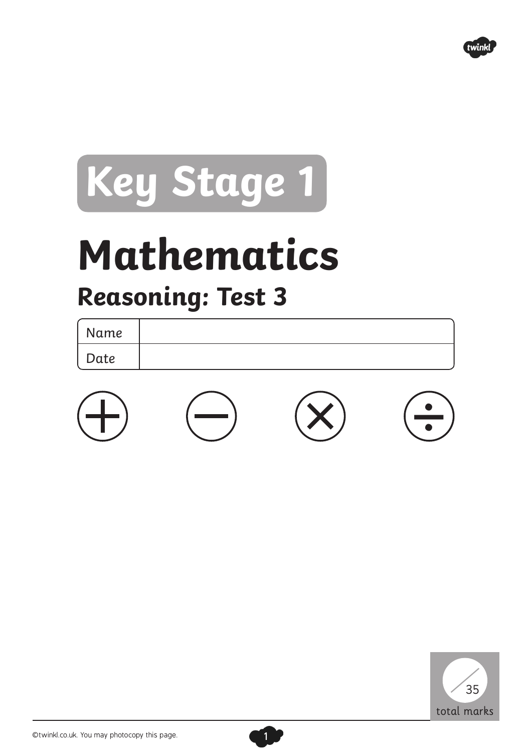# Key Stage 1

# Mathematics

## Reasoning: Test 3

| Name | |
|---|---|
| Date | |

/35 total marks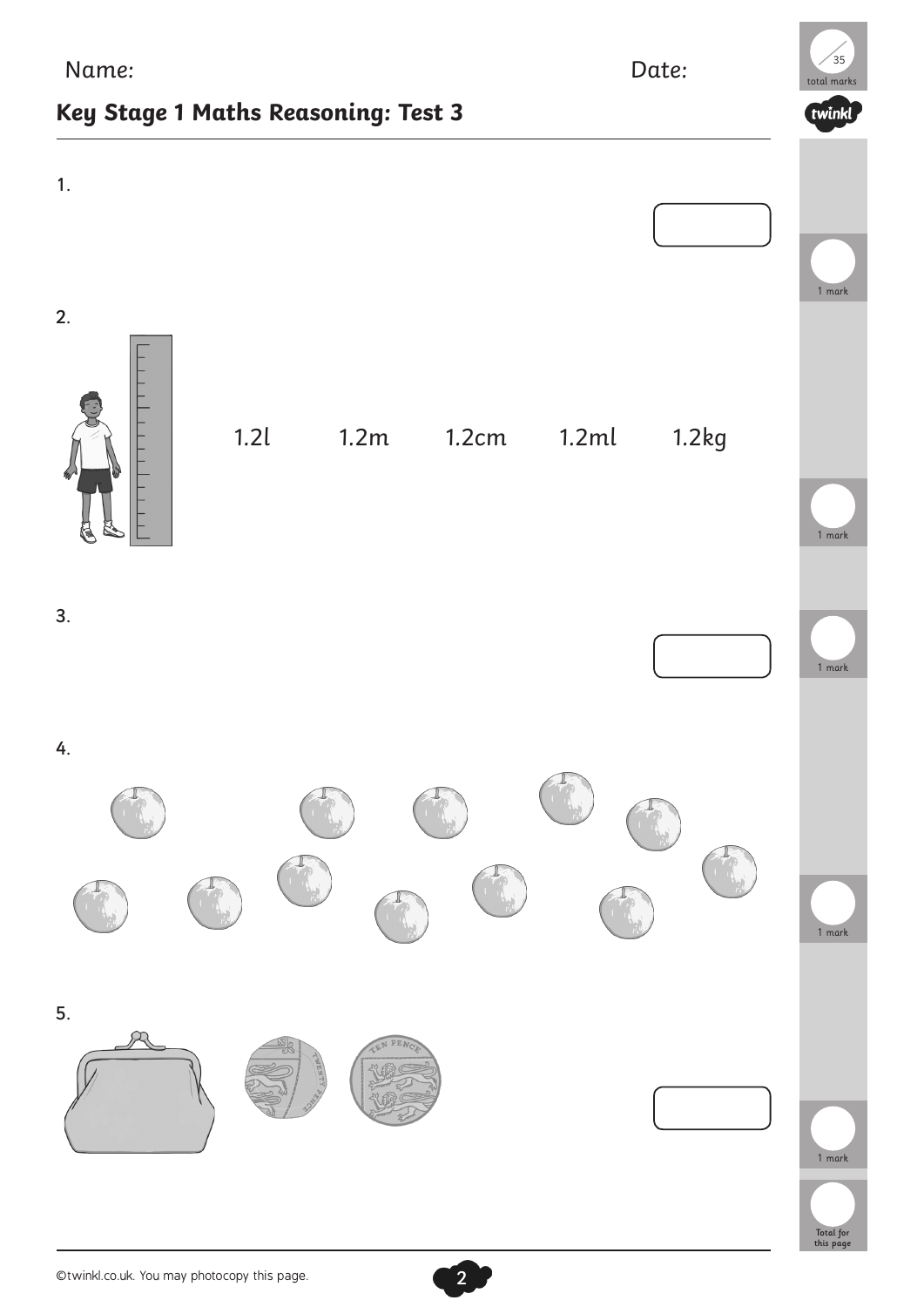Name: Date:

# Key Stage 1 Maths Reasoning: Test 3

1.

2.

1.2l 1.2m 1.2cm 1.2ml 1.2kg

3.

4.

5.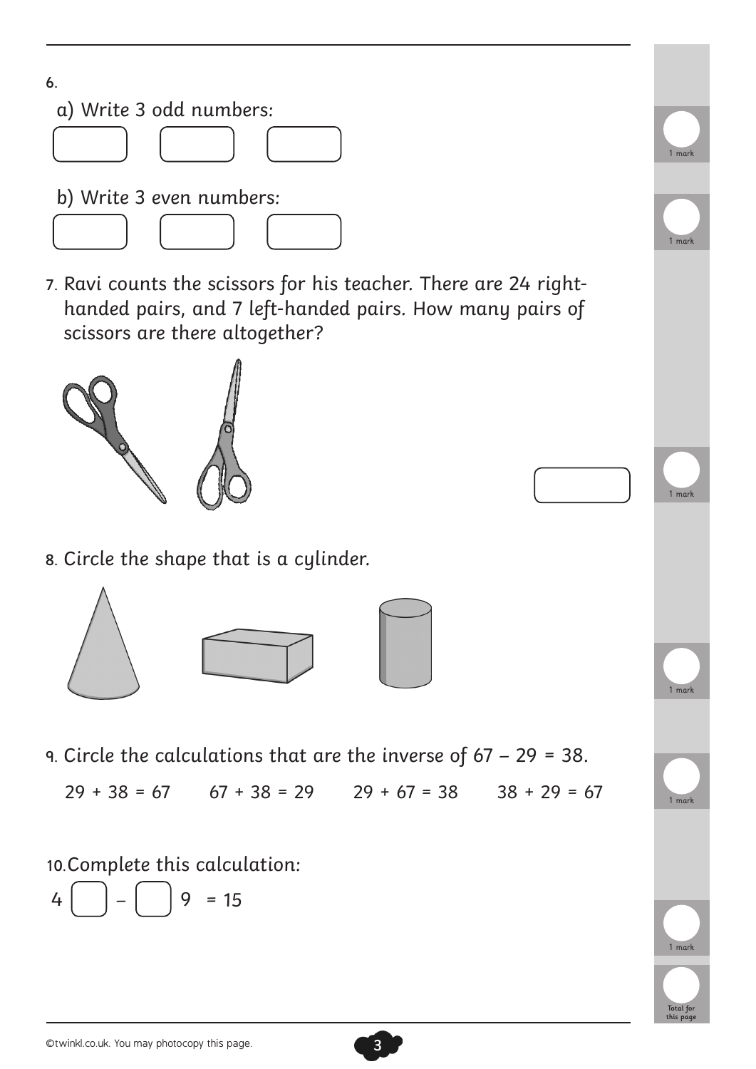6.

a) Write 3 odd numbers:

b) Write 3 even numbers:

7. Ravi counts the scissors for his teacher. There are 24 right-handed pairs, and 7 left-handed pairs. How many pairs of scissors are there altogether?

8. Circle the shape that is a cylinder.

9. Circle the calculations that are the inverse of 67 – 29 = 38.

29 + 38 = 67      67 + 38 = 29      29 + 67 = 38      38 + 29 = 67

10. Complete this calculation:

4 ☐ – ☐ 9 = 15

1 mark

1 mark

1 mark

1 mark

1 mark

1 mark

Total for this page

©twinkl.co.uk. You may photocopy this page.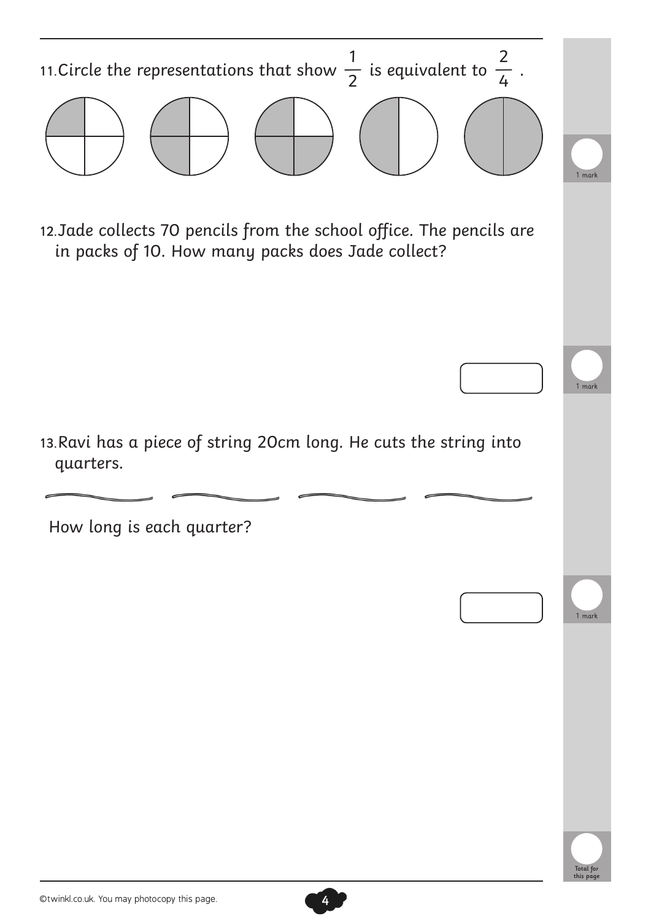11. Circle the representations that show $\frac{1}{2}$ is equivalent to $\frac{2}{4}$.

1 mark

12. Jade collects 70 pencils from the school office. The pencils are in packs of 10. How many packs does Jade collect?

1 mark

13. Ravi has a piece of string 20cm long. He cuts the string into quarters.

How long is each quarter?

1 mark

Total for this page

©twinkl.co.uk. You may photocopy this page.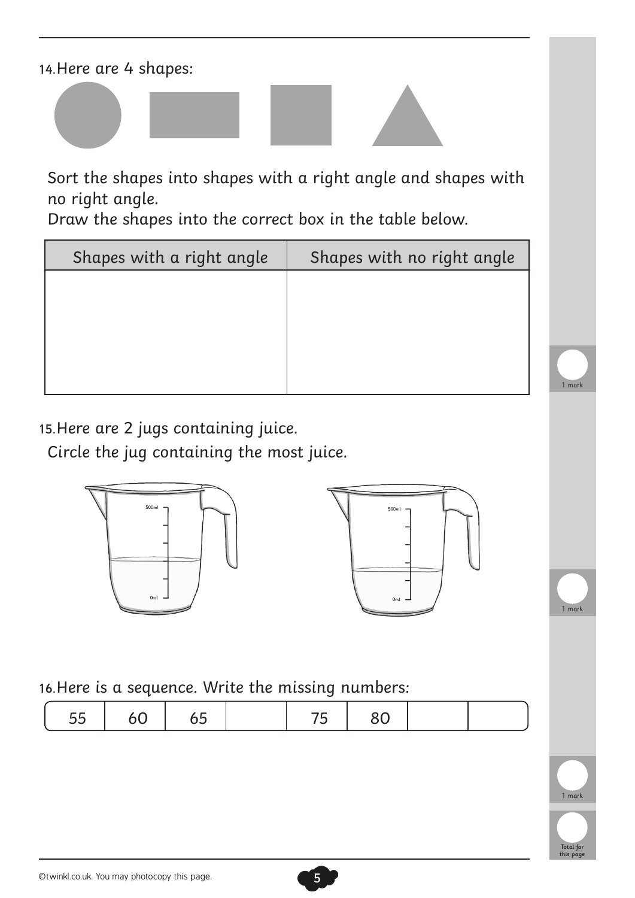14. Here are 4 shapes:

Sort the shapes into shapes with a right angle and shapes with no right angle.
Draw the shapes into the correct box in the table below.

| Shapes with a right angle | Shapes with no right angle |
| --- | --- |
| | |

1 mark

15. Here are 2 jugs containing juice.
Circle the jug containing the most juice.

500ml

0ml

500ml

0ml

1 mark

16. Here is a sequence. Write the missing numbers:

| 55 | 60 | 65 | | 75 | 80 | | |
| --- | --- | --- | --- | --- | --- | --- | --- |

1 mark

Total for this page

©twinkl.co.uk. You may photocopy this page.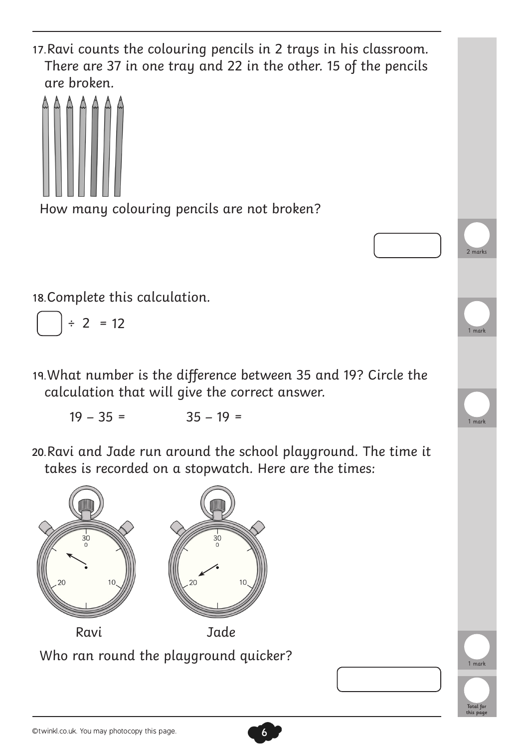17. Ravi counts the colouring pencils in 2 trays in his classroom. There are 37 in one tray and 22 in the other. 15 of the pencils are broken.

How many colouring pencils are not broken?

2 marks

18. Complete this calculation.

☐ ÷ 2 = 12

1 mark

19. What number is the difference between 35 and 19? Circle the calculation that will give the correct answer.

19 – 35 =     35 – 19 =

1 mark

20. Ravi and Jade run around the school playground. The time it takes is recorded on a stopwatch. Here are the times:

Ravi     Jade

Who ran round the playground quicker?

1 mark

Total for this page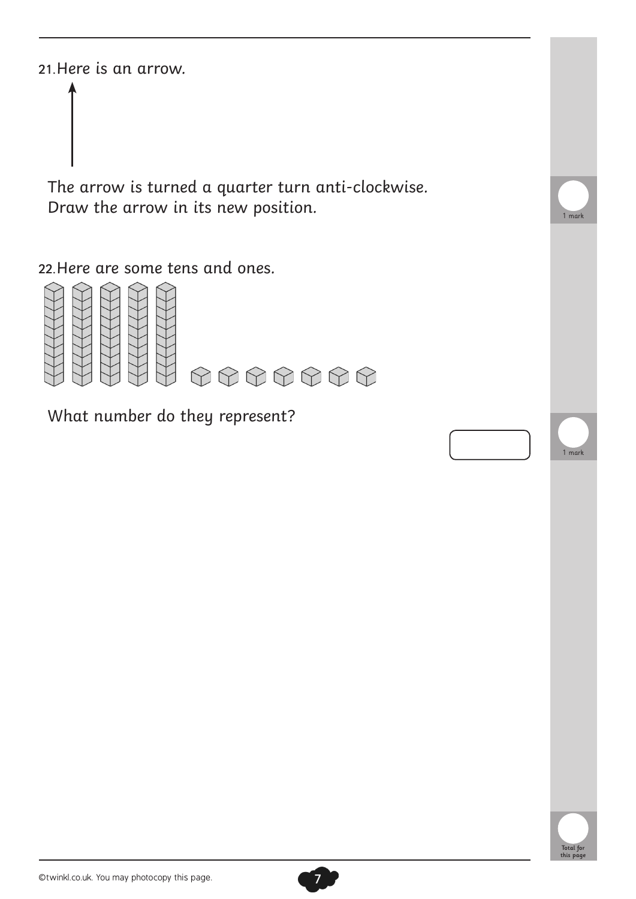21. Here is an arrow.

The arrow is turned a quarter turn anti-clockwise.
Draw the arrow in its new position.

1 mark

22. Here are some tens and ones.

What number do they represent?

1 mark

Total for this page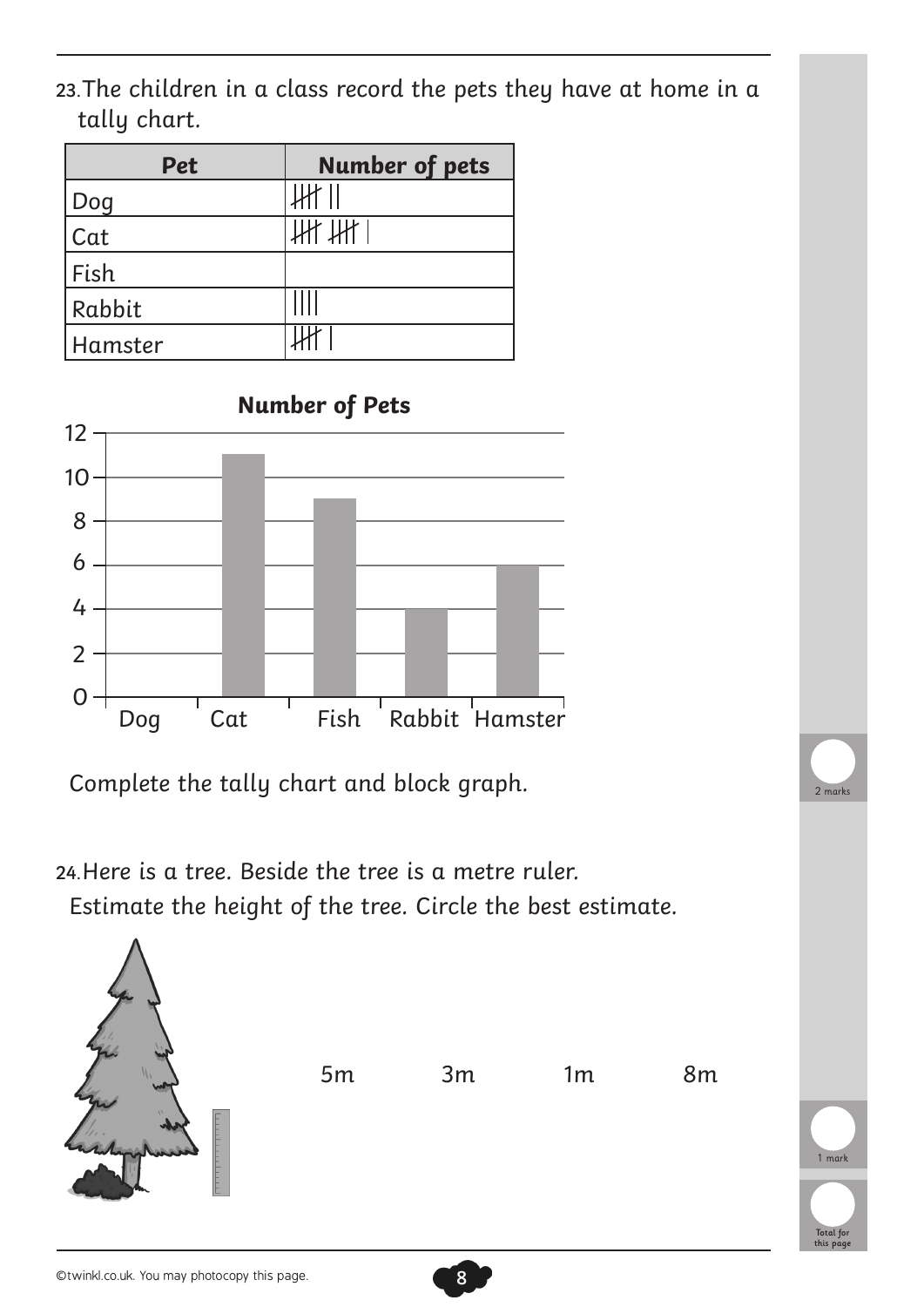23. The children in a class record the pets they have at home in a tally chart.

| Pet | Number of pets |
| --- | --- |
| Dog | ~~IIII~~ II |
| Cat | ~~IIII~~ ~~IIII~~ I |
| Fish | |
| Rabbit | IIII |
| Hamster | ~~IIII~~ I |

**Number of Pets**

| Pet | Number of pets |
| --- | --- |
| Dog | |
| Cat | 11 |
| Fish | 9 |
| Rabbit | 4 |
| Hamster | 6 |

Complete the tally chart and block graph.

2 marks

24. Here is a tree. Beside the tree is a metre ruler.

Estimate the height of the tree. Circle the best estimate.

5m  3m  1m  8m

1 mark

Total for this page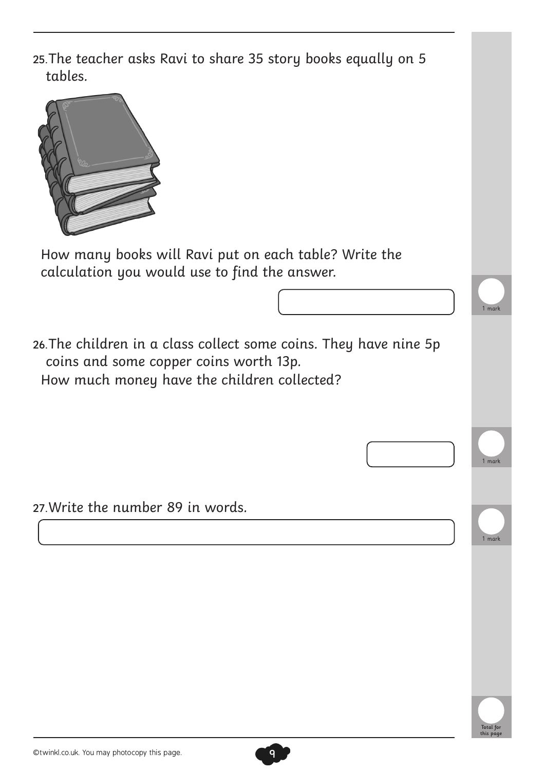25. The teacher asks Ravi to share 35 story books equally on 5 tables.

How many books will Ravi put on each table? Write the calculation you would use to find the answer.

1 mark

26. The children in a class collect some coins. They have nine 5p coins and some copper coins worth 13p.

How much money have the children collected?

1 mark

27. Write the number 89 in words.

1 mark

Total for this page

©twinkl.co.uk. You may photocopy this page.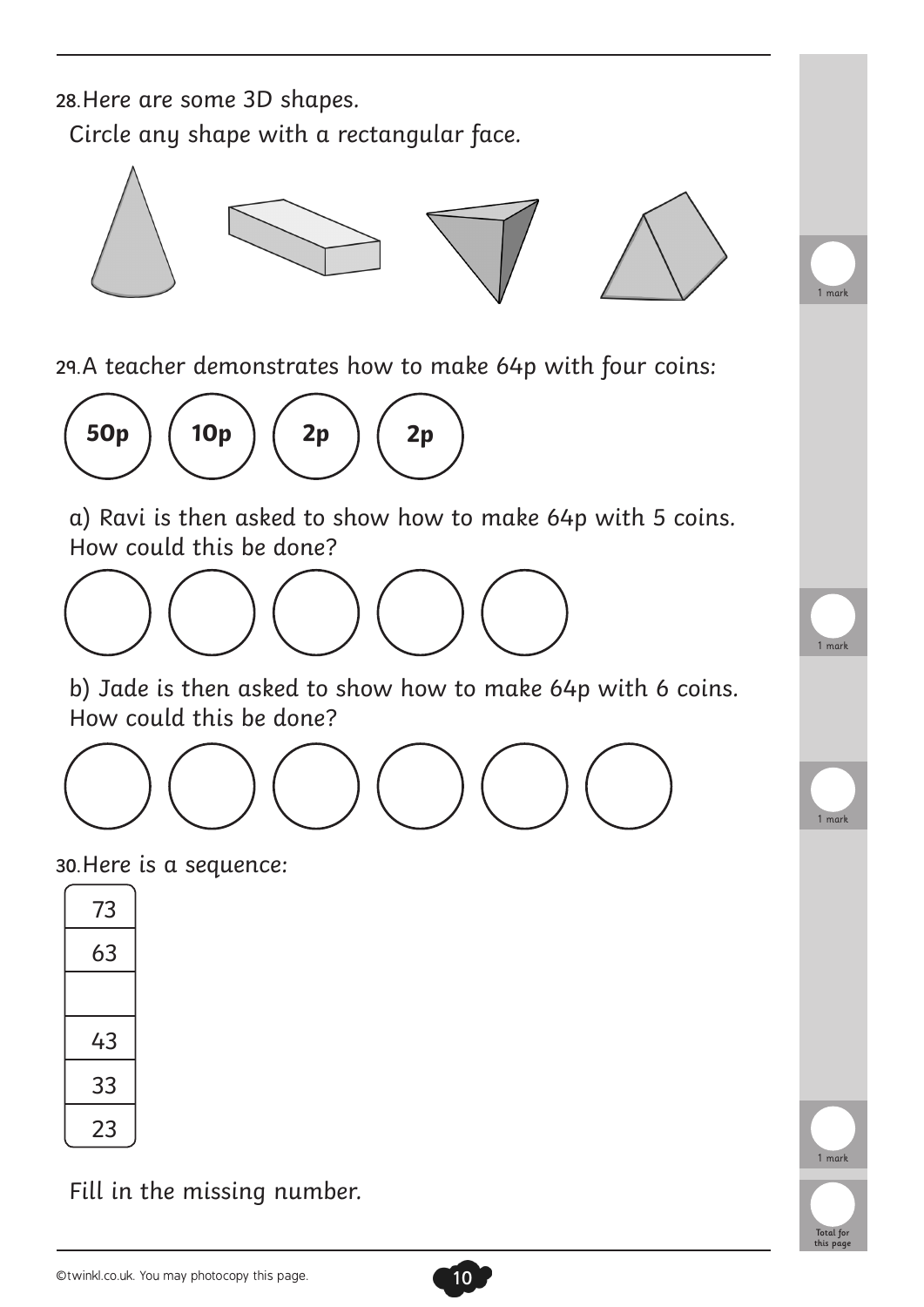28. Here are some 3D shapes.

Circle any shape with a rectangular face.

1 mark

29. A teacher demonstrates how to make 64p with four coins:

**50p** **10p** **2p** **2p**

a) Ravi is then asked to show how to make 64p with 5 coins. How could this be done?

1 mark

b) Jade is then asked to show how to make 64p with 6 coins. How could this be done?

1 mark

30. Here is a sequence:

| 73 |
|---|
| 63 |
| |
| 43 |
| 33 |
| 23 |

Fill in the missing number.

1 mark

Total for this page

©twinkl.co.uk. You may photocopy this page.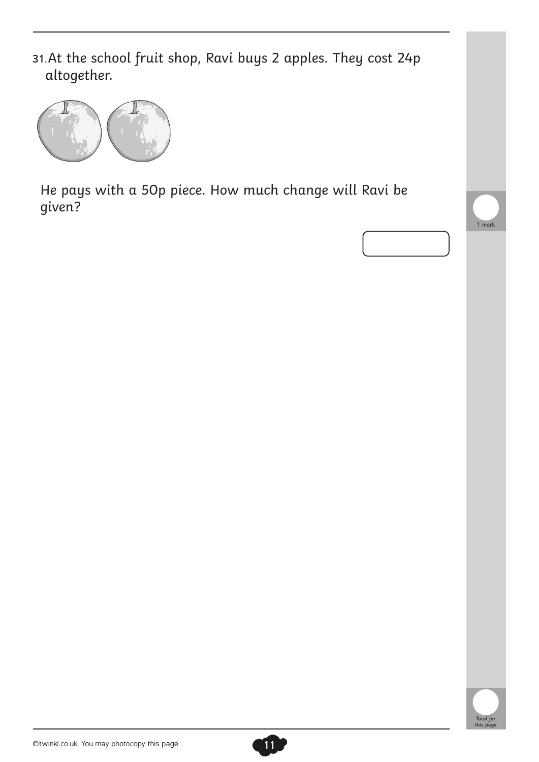31. At the school fruit shop, Ravi buys 2 apples. They cost 24p altogether.

He pays with a 50p piece. How much change will Ravi be given?

1 mark

Total for this page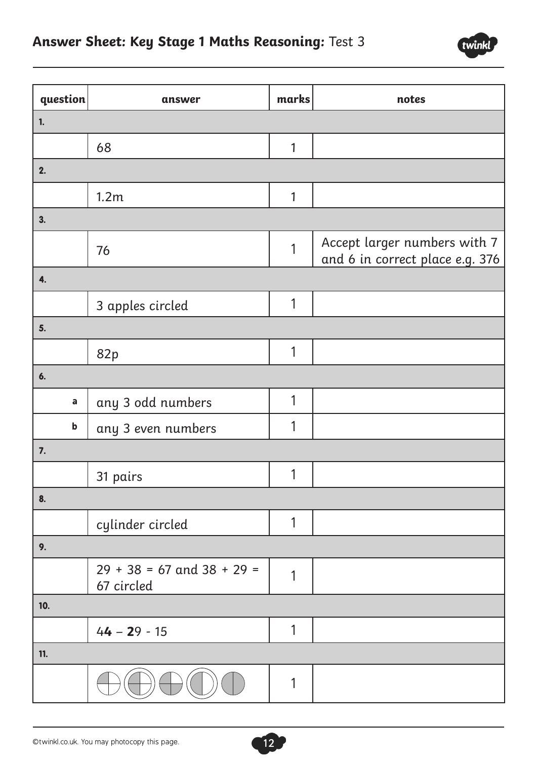## Answer Sheet: Key Stage 1 Maths Reasoning: Test 3

| question | answer | marks | notes |
|---|---|---|---|
| **1.** | | | |
| | 68 | 1 | |
| **2.** | | | |
| | 1.2m | 1 | |
| **3.** | | | |
| | 76 | 1 | Accept larger numbers with 7 and 6 in correct place e.g. 376 |
| **4.** | | | |
| | 3 apples circled | 1 | |
| **5.** | | | |
| | 82p | 1 | |
| **6.** | | | |
| a | any 3 odd numbers | 1 | |
| b | any 3 even numbers | 1 | |
| **7.** | | | |
| | 31 pairs | 1 | |
| **8.** | | | |
| | cylinder circled | 1 | |
| **9.** | | | |
| | 29 + 38 = 67 and 38 + 29 = 67 circled | 1 | |
| **10.** | | | |
| | 4**4** – **2**9 - 15 | 1 | |
| **11.** | | | |
| | | 1 | |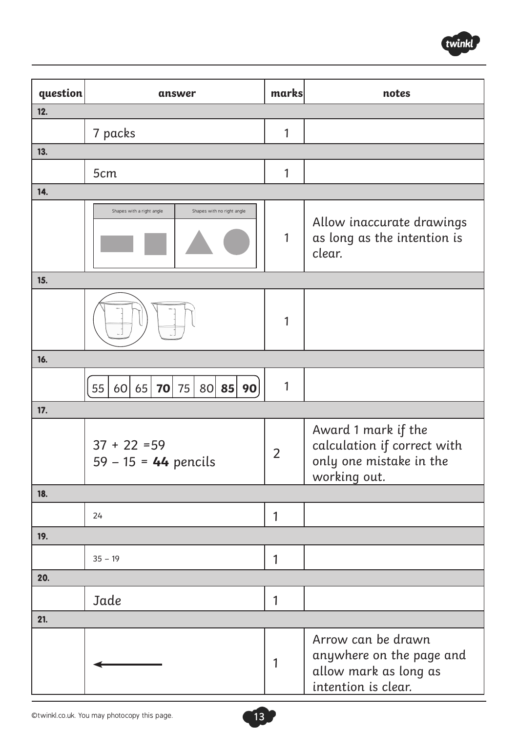| question | answer | marks | notes |
| --- | --- | --- | --- |
| **12.** | | | |
| | 7 packs | 1 | |
| **13.** | | | |
| | 5cm | 1 | |
| **14.** | | | |
| | Shapes with a right angle: rectangle, square; Shapes with no right angle: triangle, circle | 1 | Allow inaccurate drawings as long as the intention is clear. |
| **15.** | | | |
| | (first jug circled) | 1 | |
| **16.** | | | |
| | 55 60 65 **70** 75 80 **85** **90** | 1 | |
| **17.** | | | |
| | 37 + 22 =59<br>59 – 15 = **44** pencils | 2 | Award 1 mark if the calculation if correct with only one mistake in the working out. |
| **18.** | | | |
| | 24 | 1 | |
| **19.** | | | |
| | 35 – 19 | 1 | |
| **20.** | | | |
| | Jade | 1 | |
| **21.** | | | |
| | ← | 1 | Arrow can be drawn anywhere on the page and allow mark as long as intention is clear. |

©twinkl.co.uk. You may photocopy this page.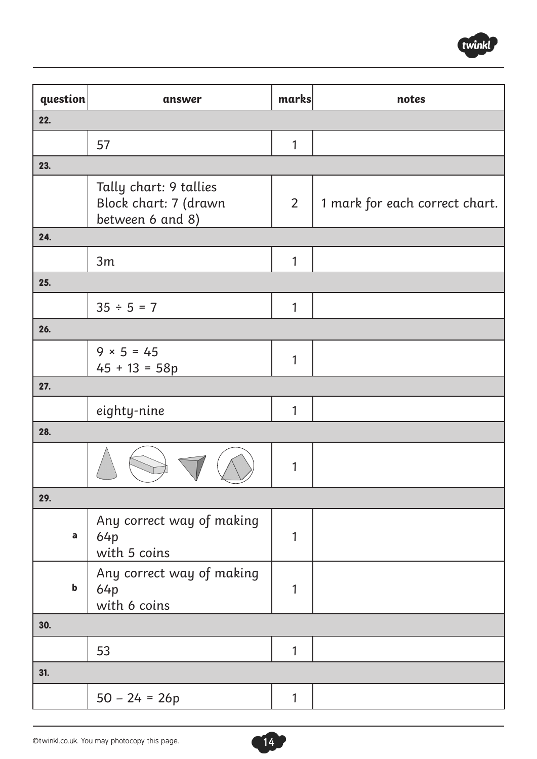| question | answer | marks | notes |
|---|---|---|---|
| **22.** | | | |
| | 57 | 1 | |
| **23.** | | | |
| | Tally chart: 9 tallies<br>Block chart: 7 (drawn between 6 and 8) | 2 | 1 mark for each correct chart. |
| **24.** | | | |
| | 3m | 1 | |
| **25.** | | | |
| | $35 \div 5 = 7$ | 1 | |
| **26.** | | | |
| | $9 \times 5 = 45$<br>$45 + 13 = 58$p | 1 | |
| **27.** | | | |
| | eighty-nine | 1 | |
| **28.** | | | |
| | | 1 | |
| **29.** | | | |
| a | Any correct way of making 64p with 5 coins | 1 | |
| b | Any correct way of making 64p with 6 coins | 1 | |
| **30.** | | | |
| | 53 | 1 | |
| **31.** | | | |
| | $50 - 24 = 26$p | 1 | |

©twinkl.co.uk. You may photocopy this page.